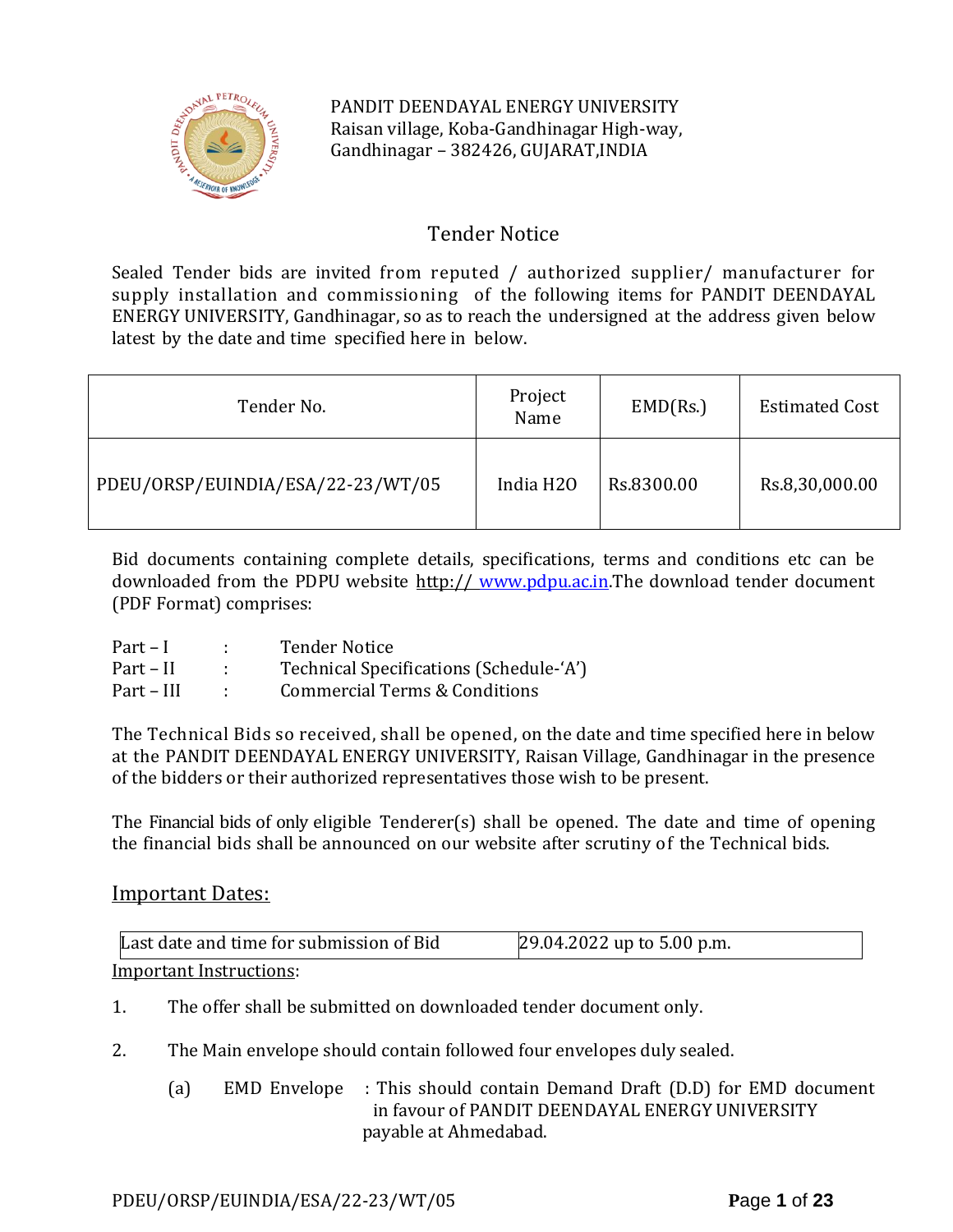PANDIT DEENDAYAL ENERGY UNIVERSITY
Raisan village, Koba-Gandhinagar High-way,
Gandhinagar – 382426, GUJARAT,INDIA

# Tender Notice

Sealed Tender bids are invited from reputed / authorized supplier/ manufacturer for supply installation and commissioning of the following items for PANDIT DEENDAYAL ENERGY UNIVERSITY, Gandhinagar, so as to reach the undersigned at the address given below latest by the date and time specified here in below.

| Tender No. | Project Name | EMD(Rs.) | Estimated Cost |
|---|---|---|---|
| PDEU/ORSP/EUINDIA/ESA/22-23/WT/05 | India H2O | Rs.8300.00 | Rs.8,30,000.00 |

Bid documents containing complete details, specifications, terms and conditions etc can be downloaded from the PDPU website http:// www.pdpu.ac.in.The download tender document (PDF Format) comprises:

Part – I : Tender Notice
Part – II : Technical Specifications (Schedule-'A')
Part – III : Commercial Terms & Conditions

The Technical Bids so received, shall be opened, on the date and time specified here in below at the PANDIT DEENDAYAL ENERGY UNIVERSITY, Raisan Village, Gandhinagar in the presence of the bidders or their authorized representatives those wish to be present.

The Financial bids of only eligible Tenderer(s) shall be opened. The date and time of opening the financial bids shall be announced on our website after scrutiny of the Technical bids.

## Important Dates:

| Last date and time for submission of Bid | 29.04.2022 up to 5.00 p.m. |
|---|---|

Important Instructions:

1. The offer shall be submitted on downloaded tender document only.

2. The Main envelope should contain followed four envelopes duly sealed.

   (a) EMD Envelope : This should contain Demand Draft (D.D) for EMD document in favour of PANDIT DEENDAYAL ENERGY UNIVERSITY payable at Ahmedabad.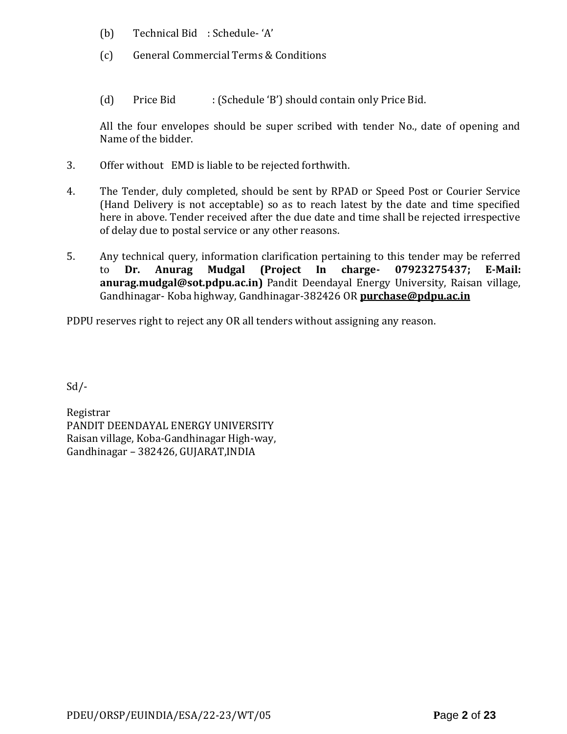(b) Technical Bid : Schedule- 'A'

(c) General Commercial Terms & Conditions

(d) Price Bid : (Schedule 'B') should contain only Price Bid.

All the four envelopes should be super scribed with tender No., date of opening and Name of the bidder.

3. Offer without EMD is liable to be rejected forthwith.

4. The Tender, duly completed, should be sent by RPAD or Speed Post or Courier Service (Hand Delivery is not acceptable) so as to reach latest by the date and time specified here in above. Tender received after the due date and time shall be rejected irrespective of delay due to postal service or any other reasons.

5. Any technical query, information clarification pertaining to this tender may be referred to **Dr. Anurag Mudgal (Project In charge- 07923275437; E-Mail: anurag.mudgal@sot.pdpu.ac.in)** Pandit Deendayal Energy University, Raisan village, Gandhinagar- Koba highway, Gandhinagar-382426 OR **purchase@pdpu.ac.in**

PDPU reserves right to reject any OR all tenders without assigning any reason.

Sd/-

Registrar
PANDIT DEENDAYAL ENERGY UNIVERSITY
Raisan village, Koba-Gandhinagar High-way,
Gandhinagar – 382426, GUJARAT,INDIA

PDEU/ORSP/EUINDIA/ESA/22-23/WT/05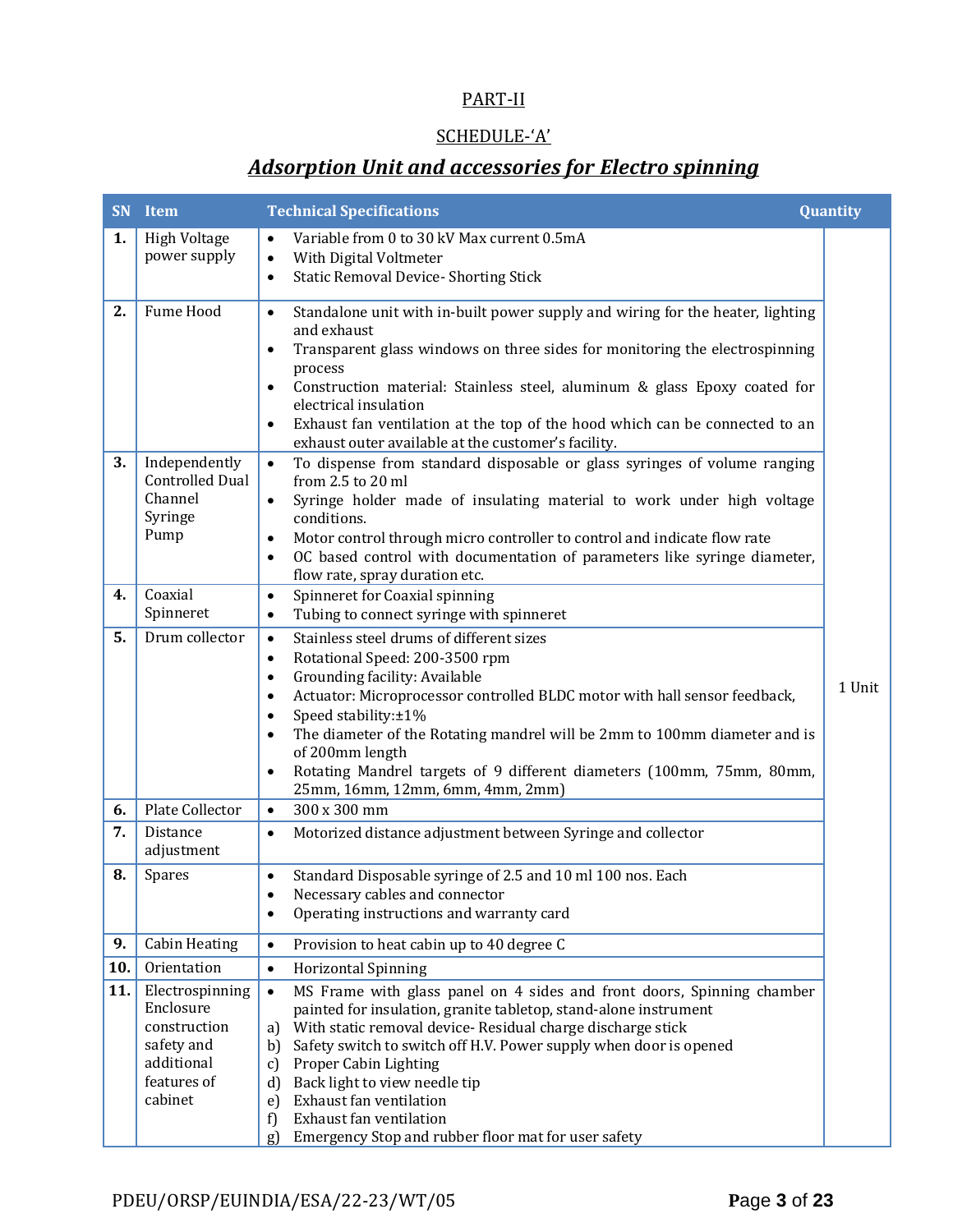## PART-II

## SCHEDULE-'A'

# *Adsorption Unit and accessories for Electro spinning*

| SN | Item | Technical Specifications | Quantity |
|---|---|---|---|
| **1.** | High Voltage power supply | • Variable from 0 to 30 kV Max current 0.5mA<br>• With Digital Voltmeter<br>• Static Removal Device- Shorting Stick | 1 Unit |
| **2.** | Fume Hood | • Standalone unit with in-built power supply and wiring for the heater, lighting and exhaust<br>• Transparent glass windows on three sides for monitoring the electrospinning process<br>• Construction material: Stainless steel, aluminum & glass Epoxy coated for electrical insulation<br>• Exhaust fan ventilation at the top of the hood which can be connected to an exhaust outer available at the customer's facility. | |
| **3.** | Independently Controlled Dual Channel Syringe Pump | • To dispense from standard disposable or glass syringes of volume ranging from 2.5 to 20 ml<br>• Syringe holder made of insulating material to work under high voltage conditions.<br>• Motor control through micro controller to control and indicate flow rate<br>• OC based control with documentation of parameters like syringe diameter, flow rate, spray duration etc. | |
| **4.** | Coaxial Spinneret | • Spinneret for Coaxial spinning<br>• Tubing to connect syringe with spinneret | |
| **5.** | Drum collector | • Stainless steel drums of different sizes<br>• Rotational Speed: 200-3500 rpm<br>• Grounding facility: Available<br>• Actuator: Microprocessor controlled BLDC motor with hall sensor feedback,<br>• Speed stability:±1%<br>• The diameter of the Rotating mandrel will be 2mm to 100mm diameter and is of 200mm length<br>• Rotating Mandrel targets of 9 different diameters (100mm, 75mm, 80mm, 25mm, 16mm, 12mm, 6mm, 4mm, 2mm) | |
| **6.** | Plate Collector | • 300 x 300 mm | |
| **7.** | Distance adjustment | • Motorized distance adjustment between Syringe and collector | |
| **8.** | Spares | • Standard Disposable syringe of 2.5 and 10 ml 100 nos. Each<br>• Necessary cables and connector<br>• Operating instructions and warranty card | |
| **9.** | Cabin Heating | • Provision to heat cabin up to 40 degree C | |
| **10.** | Orientation | • Horizontal Spinning | |
| **11.** | Electrospinning Enclosure construction safety and additional features of cabinet | • MS Frame with glass panel on 4 sides and front doors, Spinning chamber painted for insulation, granite tabletop, stand-alone instrument<br>a) With static removal device- Residual charge discharge stick<br>b) Safety switch to switch off H.V. Power supply when door is opened<br>c) Proper Cabin Lighting<br>d) Back light to view needle tip<br>e) Exhaust fan ventilation<br>f) Exhaust fan ventilation<br>g) Emergency Stop and rubber floor mat for user safety | |

PDEU/ORSP/EUINDIA/ESA/22-23/WT/05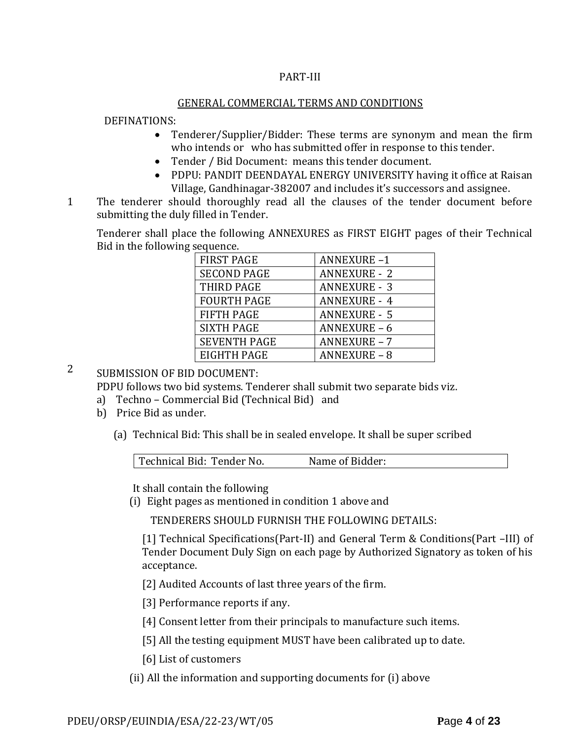PART-III

## GENERAL COMMERCIAL TERMS AND CONDITIONS

DEFINATIONS:

- Tenderer/Supplier/Bidder: These terms are synonym and mean the firm who intends or who has submitted offer in response to this tender.
- Tender / Bid Document: means this tender document.
- PDPU: PANDIT DEENDAYAL ENERGY UNIVERSITY having it office at Raisan Village, Gandhinagar-382007 and includes it's successors and assignee.

1 The tenderer should thoroughly read all the clauses of the tender document before submitting the duly filled in Tender.

Tenderer shall place the following ANNEXURES as FIRST EIGHT pages of their Technical Bid in the following sequence.

| FIRST PAGE | ANNEXURE –1 |
|---|---|
| SECOND PAGE | ANNEXURE - 2 |
| THIRD PAGE | ANNEXURE - 3 |
| FOURTH PAGE | ANNEXURE - 4 |
| FIFTH PAGE | ANNEXURE - 5 |
| SIXTH PAGE | ANNEXURE – 6 |
| SEVENTH PAGE | ANNEXURE – 7 |
| EIGHTH PAGE | ANNEXURE – 8 |

2 SUBMISSION OF BID DOCUMENT:

PDPU follows two bid systems. Tenderer shall submit two separate bids viz.

a) Techno – Commercial Bid (Technical Bid) and
b) Price Bid as under.

(a) Technical Bid: This shall be in sealed envelope. It shall be super scribed

| Technical Bid: Tender No. Name of Bidder: |
|---|

It shall contain the following

(i) Eight pages as mentioned in condition 1 above and

TENDERERS SHOULD FURNISH THE FOLLOWING DETAILS:

[1] Technical Specifications(Part-II) and General Term & Conditions(Part –III) of Tender Document Duly Sign on each page by Authorized Signatory as token of his acceptance.

[2] Audited Accounts of last three years of the firm.

[3] Performance reports if any.

[4] Consent letter from their principals to manufacture such items.

[5] All the testing equipment MUST have been calibrated up to date.

[6] List of customers

(ii) All the information and supporting documents for (i) above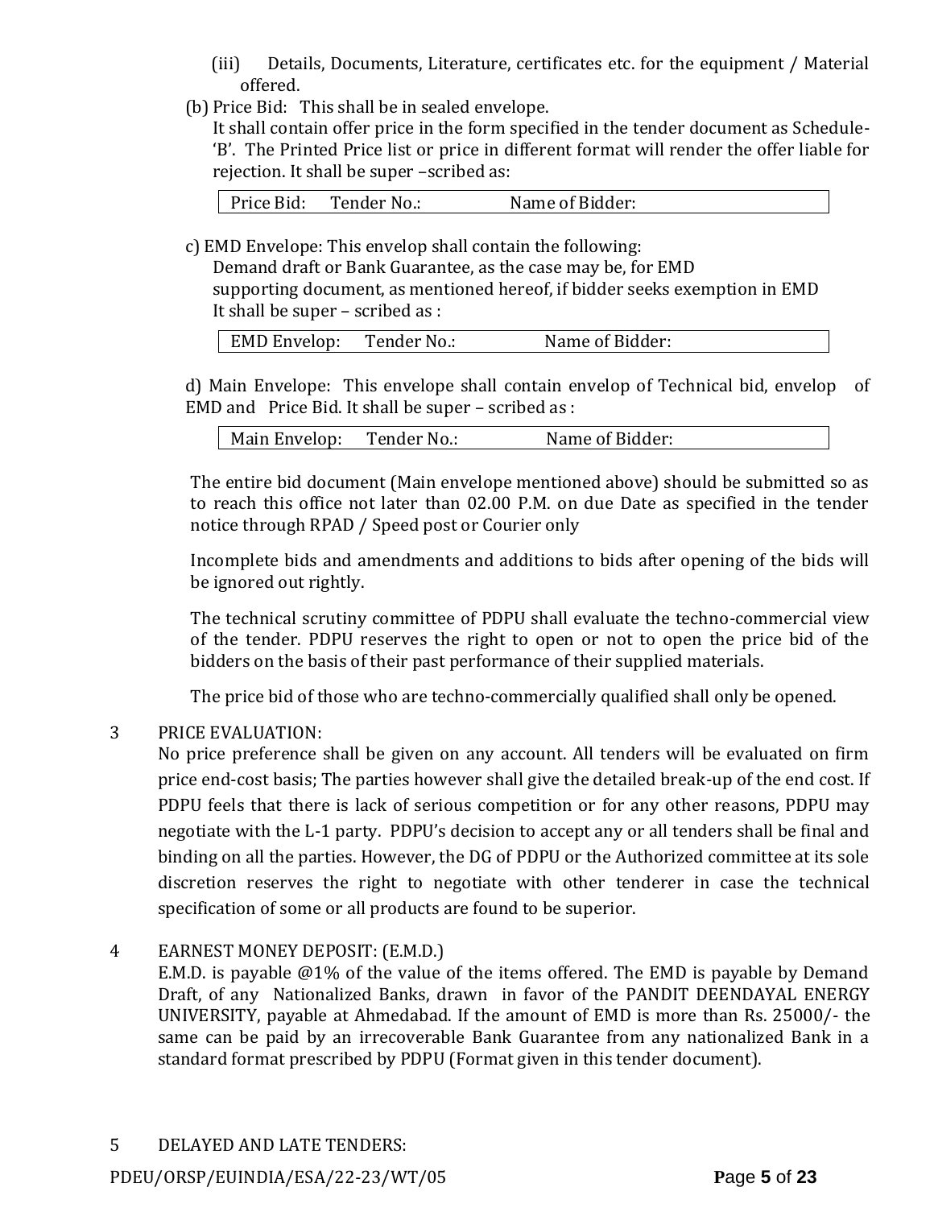(iii) Details, Documents, Literature, certificates etc. for the equipment / Material offered.

(b) Price Bid: This shall be in sealed envelope.

It shall contain offer price in the form specified in the tender document as Schedule-'B'. The Printed Price list or price in different format will render the offer liable for rejection. It shall be super –scribed as:

| Price Bid: Tender No.: Name of Bidder: |
|---|

c) EMD Envelope: This envelop shall contain the following:

Demand draft or Bank Guarantee, as the case may be, for EMD

supporting document, as mentioned hereof, if bidder seeks exemption in EMD

It shall be super – scribed as :

| EMD Envelop: Tender No.: Name of Bidder: |
|---|

d) Main Envelope: This envelope shall contain envelop of Technical bid, envelop of EMD and Price Bid. It shall be super – scribed as :

| Main Envelop: Tender No.: Name of Bidder: |
|---|

The entire bid document (Main envelope mentioned above) should be submitted so as to reach this office not later than 02.00 P.M. on due Date as specified in the tender notice through RPAD / Speed post or Courier only

Incomplete bids and amendments and additions to bids after opening of the bids will be ignored out rightly.

The technical scrutiny committee of PDPU shall evaluate the techno-commercial view of the tender. PDPU reserves the right to open or not to open the price bid of the bidders on the basis of their past performance of their supplied materials.

The price bid of those who are techno-commercially qualified shall only be opened.

3 PRICE EVALUATION:

No price preference shall be given on any account. All tenders will be evaluated on firm price end-cost basis; The parties however shall give the detailed break-up of the end cost. If PDPU feels that there is lack of serious competition or for any other reasons, PDPU may negotiate with the L-1 party. PDPU's decision to accept any or all tenders shall be final and binding on all the parties. However, the DG of PDPU or the Authorized committee at its sole discretion reserves the right to negotiate with other tenderer in case the technical specification of some or all products are found to be superior.

4 EARNEST MONEY DEPOSIT: (E.M.D.)

E.M.D. is payable @1% of the value of the items offered. The EMD is payable by Demand Draft, of any Nationalized Banks, drawn in favor of the PANDIT DEENDAYAL ENERGY UNIVERSITY, payable at Ahmedabad. If the amount of EMD is more than Rs. 25000/- the same can be paid by an irrecoverable Bank Guarantee from any nationalized Bank in a standard format prescribed by PDPU (Format given in this tender document).

5 DELAYED AND LATE TENDERS: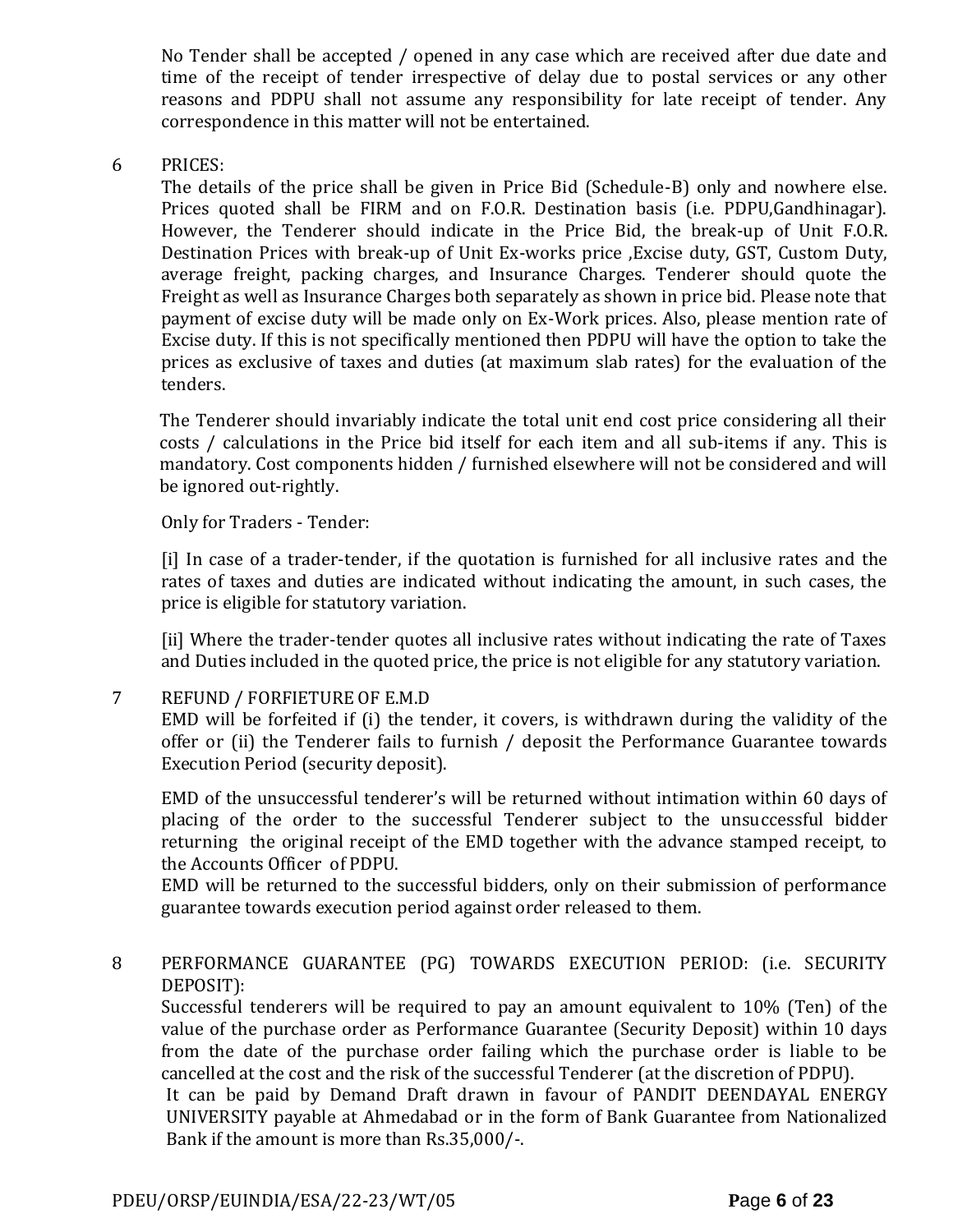No Tender shall be accepted / opened in any case which are received after due date and time of the receipt of tender irrespective of delay due to postal services or any other reasons and PDPU shall not assume any responsibility for late receipt of tender. Any correspondence in this matter will not be entertained.

6 PRICES:

The details of the price shall be given in Price Bid (Schedule-B) only and nowhere else. Prices quoted shall be FIRM and on F.O.R. Destination basis (i.e. PDPU,Gandhinagar). However, the Tenderer should indicate in the Price Bid, the break-up of Unit F.O.R. Destination Prices with break-up of Unit Ex-works price ,Excise duty, GST, Custom Duty, average freight, packing charges, and Insurance Charges. Tenderer should quote the Freight as well as Insurance Charges both separately as shown in price bid. Please note that payment of excise duty will be made only on Ex-Work prices. Also, please mention rate of Excise duty. If this is not specifically mentioned then PDPU will have the option to take the prices as exclusive of taxes and duties (at maximum slab rates) for the evaluation of the tenders.

The Tenderer should invariably indicate the total unit end cost price considering all their costs / calculations in the Price bid itself for each item and all sub-items if any. This is mandatory. Cost components hidden / furnished elsewhere will not be considered and will be ignored out-rightly.

Only for Traders - Tender:

[i] In case of a trader-tender, if the quotation is furnished for all inclusive rates and the rates of taxes and duties are indicated without indicating the amount, in such cases, the price is eligible for statutory variation.

[ii] Where the trader-tender quotes all inclusive rates without indicating the rate of Taxes and Duties included in the quoted price, the price is not eligible for any statutory variation.

7 REFUND / FORFIETURE OF E.M.D

EMD will be forfeited if (i) the tender, it covers, is withdrawn during the validity of the offer or (ii) the Tenderer fails to furnish / deposit the Performance Guarantee towards Execution Period (security deposit).

EMD of the unsuccessful tenderer's will be returned without intimation within 60 days of placing of the order to the successful Tenderer subject to the unsuccessful bidder returning the original receipt of the EMD together with the advance stamped receipt, to the Accounts Officer of PDPU.

EMD will be returned to the successful bidders, only on their submission of performance guarantee towards execution period against order released to them.

8 PERFORMANCE GUARANTEE (PG) TOWARDS EXECUTION PERIOD: (i.e. SECURITY DEPOSIT):

Successful tenderers will be required to pay an amount equivalent to 10% (Ten) of the value of the purchase order as Performance Guarantee (Security Deposit) within 10 days from the date of the purchase order failing which the purchase order is liable to be cancelled at the cost and the risk of the successful Tenderer (at the discretion of PDPU).

It can be paid by Demand Draft drawn in favour of PANDIT DEENDAYAL ENERGY UNIVERSITY payable at Ahmedabad or in the form of Bank Guarantee from Nationalized Bank if the amount is more than Rs.35,000/-.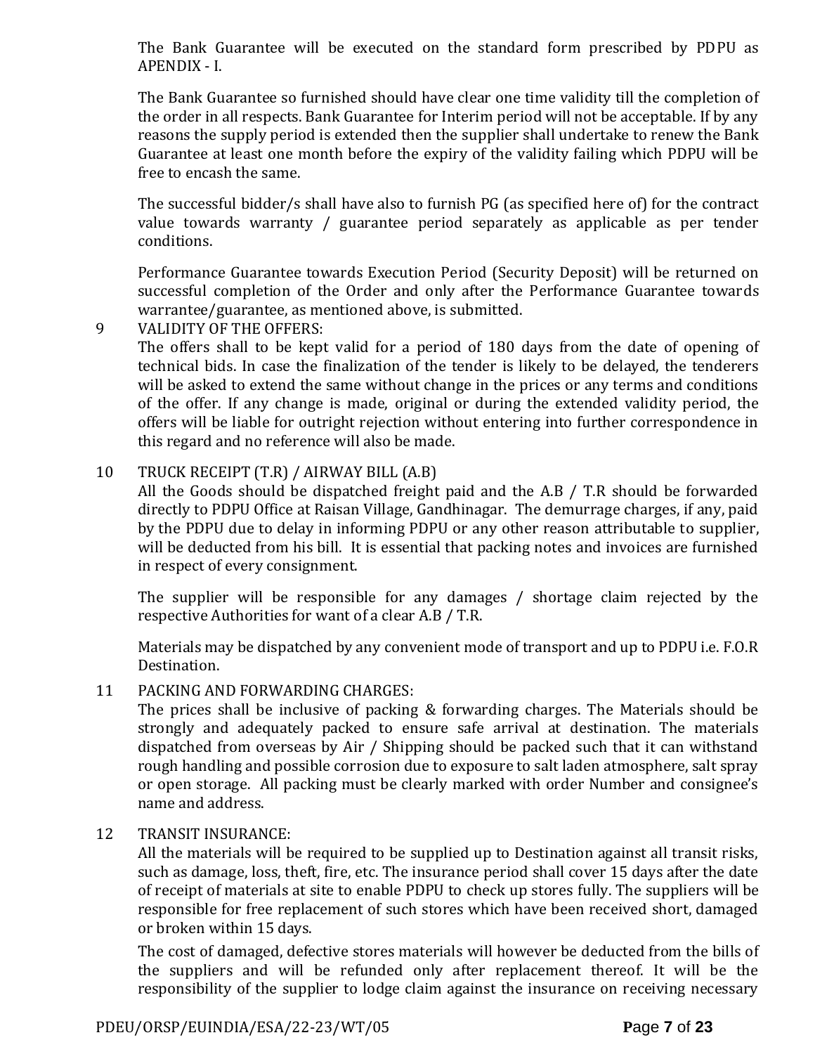The Bank Guarantee will be executed on the standard form prescribed by PDPU as APENDIX - I.

The Bank Guarantee so furnished should have clear one time validity till the completion of the order in all respects. Bank Guarantee for Interim period will not be acceptable. If by any reasons the supply period is extended then the supplier shall undertake to renew the Bank Guarantee at least one month before the expiry of the validity failing which PDPU will be free to encash the same.

The successful bidder/s shall have also to furnish PG (as specified here of) for the contract value towards warranty / guarantee period separately as applicable as per tender conditions.

Performance Guarantee towards Execution Period (Security Deposit) will be returned on successful completion of the Order and only after the Performance Guarantee towards warrantee/guarantee, as mentioned above, is submitted.

9 VALIDITY OF THE OFFERS:

The offers shall to be kept valid for a period of 180 days from the date of opening of technical bids. In case the finalization of the tender is likely to be delayed, the tenderers will be asked to extend the same without change in the prices or any terms and conditions of the offer. If any change is made, original or during the extended validity period, the offers will be liable for outright rejection without entering into further correspondence in this regard and no reference will also be made.

10 TRUCK RECEIPT (T.R) / AIRWAY BILL (A.B)

All the Goods should be dispatched freight paid and the A.B / T.R should be forwarded directly to PDPU Office at Raisan Village, Gandhinagar. The demurrage charges, if any, paid by the PDPU due to delay in informing PDPU or any other reason attributable to supplier, will be deducted from his bill. It is essential that packing notes and invoices are furnished in respect of every consignment.

The supplier will be responsible for any damages / shortage claim rejected by the respective Authorities for want of a clear A.B / T.R.

Materials may be dispatched by any convenient mode of transport and up to PDPU i.e. F.O.R Destination.

11 PACKING AND FORWARDING CHARGES:

The prices shall be inclusive of packing & forwarding charges. The Materials should be strongly and adequately packed to ensure safe arrival at destination. The materials dispatched from overseas by Air / Shipping should be packed such that it can withstand rough handling and possible corrosion due to exposure to salt laden atmosphere, salt spray or open storage. All packing must be clearly marked with order Number and consignee's name and address.

12 TRANSIT INSURANCE:

All the materials will be required to be supplied up to Destination against all transit risks, such as damage, loss, theft, fire, etc. The insurance period shall cover 15 days after the date of receipt of materials at site to enable PDPU to check up stores fully. The suppliers will be responsible for free replacement of such stores which have been received short, damaged or broken within 15 days.

The cost of damaged, defective stores materials will however be deducted from the bills of the suppliers and will be refunded only after replacement thereof. It will be the responsibility of the supplier to lodge claim against the insurance on receiving necessary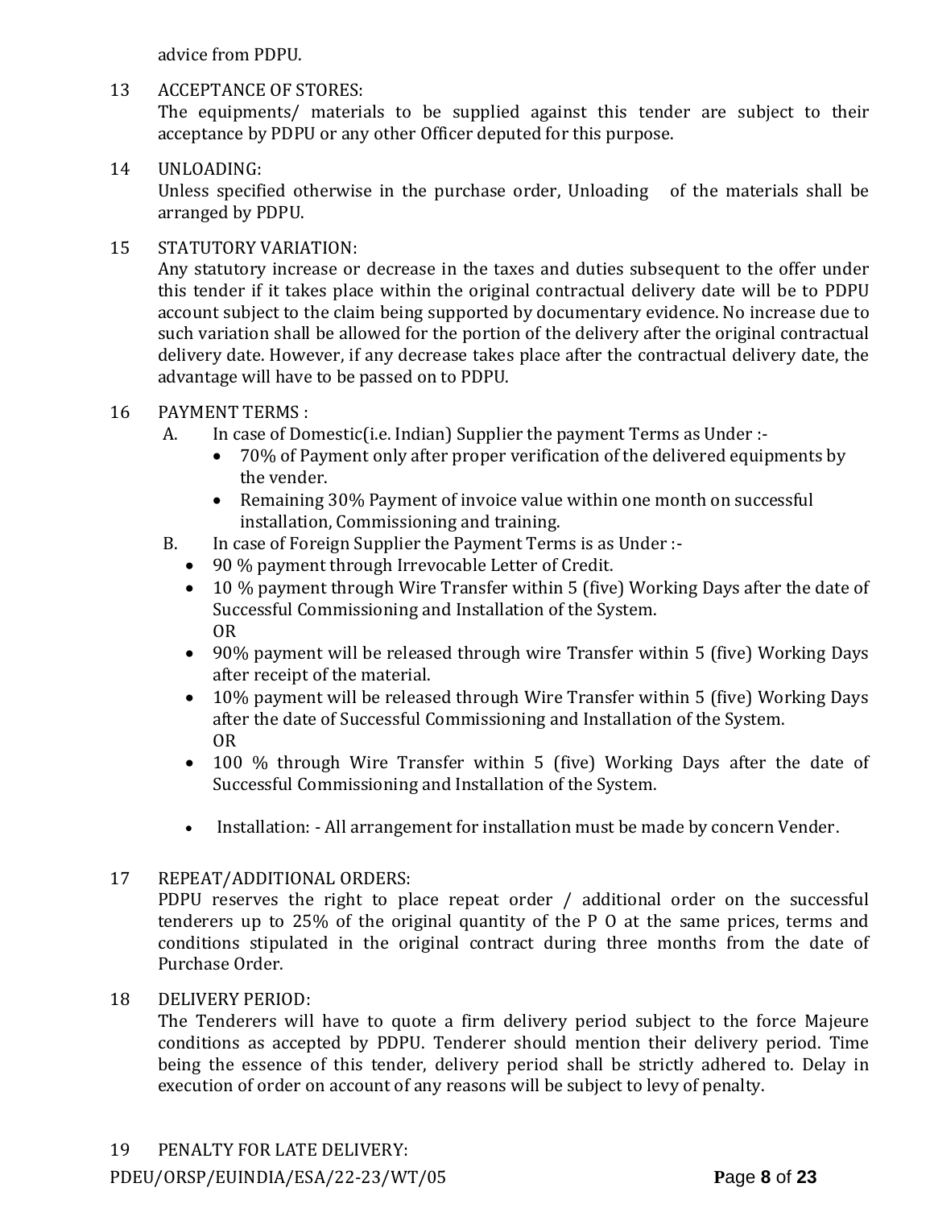advice from PDPU.

13 ACCEPTANCE OF STORES:
The equipments/ materials to be supplied against this tender are subject to their acceptance by PDPU or any other Officer deputed for this purpose.

14 UNLOADING:
Unless specified otherwise in the purchase order, Unloading of the materials shall be arranged by PDPU.

15 STATUTORY VARIATION:
Any statutory increase or decrease in the taxes and duties subsequent to the offer under this tender if it takes place within the original contractual delivery date will be to PDPU account subject to the claim being supported by documentary evidence. No increase due to such variation shall be allowed for the portion of the delivery after the original contractual delivery date. However, if any decrease takes place after the contractual delivery date, the advantage will have to be passed on to PDPU.

16 PAYMENT TERMS :

A. In case of Domestic(i.e. Indian) Supplier the payment Terms as Under :-
   - 70% of Payment only after proper verification of the delivered equipments by the vender.
   - Remaining 30% Payment of invoice value within one month on successful installation, Commissioning and training.

B. In case of Foreign Supplier the Payment Terms is as Under :-
   - 90 % payment through Irrevocable Letter of Credit.
   - 10 % payment through Wire Transfer within 5 (five) Working Days after the date of Successful Commissioning and Installation of the System.
     OR
   - 90% payment will be released through wire Transfer within 5 (five) Working Days after receipt of the material.
   - 10% payment will be released through Wire Transfer within 5 (five) Working Days after the date of Successful Commissioning and Installation of the System.
     OR
   - 100 % through Wire Transfer within 5 (five) Working Days after the date of Successful Commissioning and Installation of the System.

   - Installation: - All arrangement for installation must be made by concern Vender.

17 REPEAT/ADDITIONAL ORDERS:
PDPU reserves the right to place repeat order / additional order on the successful tenderers up to 25% of the original quantity of the P O at the same prices, terms and conditions stipulated in the original contract during three months from the date of Purchase Order.

18 DELIVERY PERIOD:
The Tenderers will have to quote a firm delivery period subject to the force Majeure conditions as accepted by PDPU. Tenderer should mention their delivery period. Time being the essence of this tender, delivery period shall be strictly adhered to. Delay in execution of order on account of any reasons will be subject to levy of penalty.

19 PENALTY FOR LATE DELIVERY: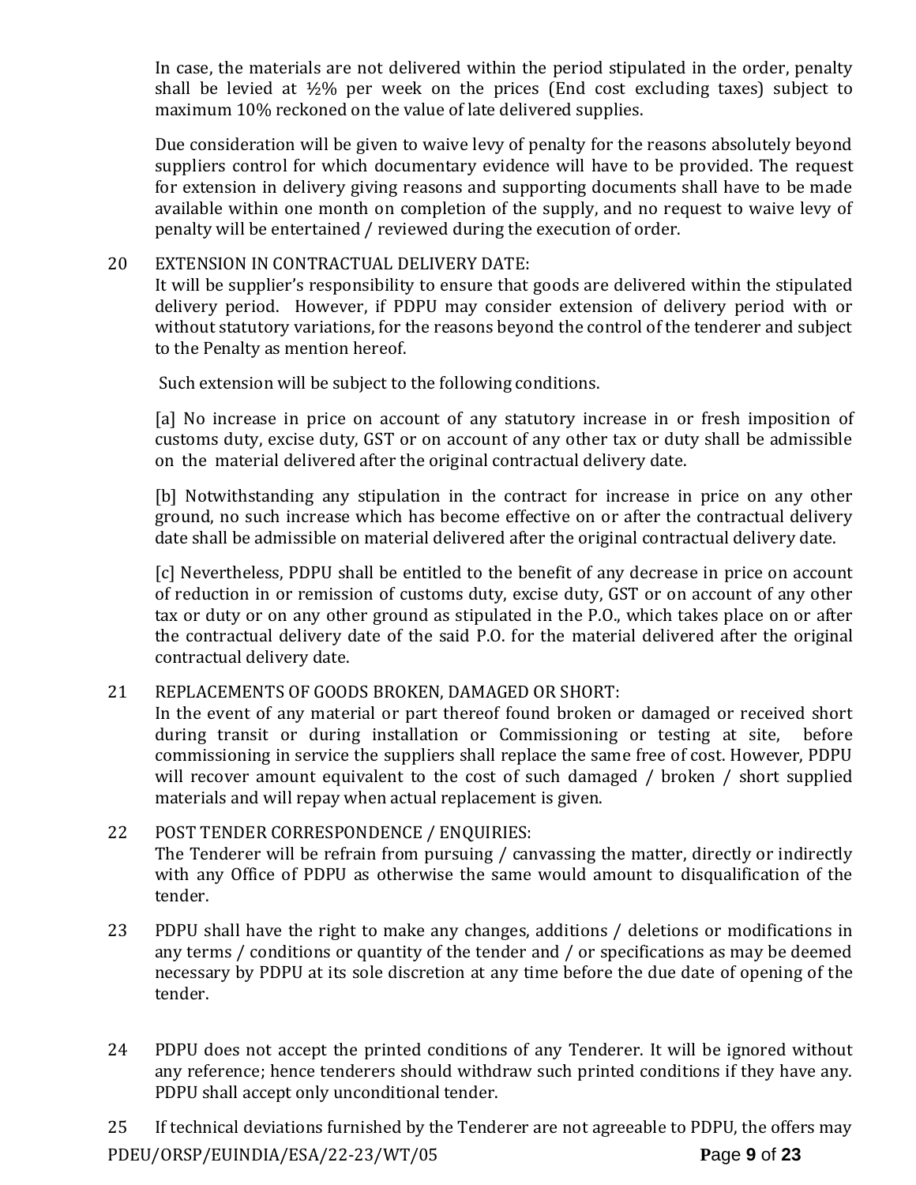In case, the materials are not delivered within the period stipulated in the order, penalty shall be levied at ½% per week on the prices (End cost excluding taxes) subject to maximum 10% reckoned on the value of late delivered supplies.

Due consideration will be given to waive levy of penalty for the reasons absolutely beyond suppliers control for which documentary evidence will have to be provided. The request for extension in delivery giving reasons and supporting documents shall have to be made available within one month on completion of the supply, and no request to waive levy of penalty will be entertained / reviewed during the execution of order.

20 EXTENSION IN CONTRACTUAL DELIVERY DATE:
It will be supplier's responsibility to ensure that goods are delivered within the stipulated delivery period. However, if PDPU may consider extension of delivery period with or without statutory variations, for the reasons beyond the control of the tenderer and subject to the Penalty as mention hereof.

Such extension will be subject to the following conditions.

[a] No increase in price on account of any statutory increase in or fresh imposition of customs duty, excise duty, GST or on account of any other tax or duty shall be admissible on the material delivered after the original contractual delivery date.

[b] Notwithstanding any stipulation in the contract for increase in price on any other ground, no such increase which has become effective on or after the contractual delivery date shall be admissible on material delivered after the original contractual delivery date.

[c] Nevertheless, PDPU shall be entitled to the benefit of any decrease in price on account of reduction in or remission of customs duty, excise duty, GST or on account of any other tax or duty or on any other ground as stipulated in the P.O., which takes place on or after the contractual delivery date of the said P.O. for the material delivered after the original contractual delivery date.

21 REPLACEMENTS OF GOODS BROKEN, DAMAGED OR SHORT:
In the event of any material or part thereof found broken or damaged or received short during transit or during installation or Commissioning or testing at site, before commissioning in service the suppliers shall replace the same free of cost. However, PDPU will recover amount equivalent to the cost of such damaged / broken / short supplied materials and will repay when actual replacement is given.

22 POST TENDER CORRESPONDENCE / ENQUIRIES:
The Tenderer will be refrain from pursuing / canvassing the matter, directly or indirectly with any Office of PDPU as otherwise the same would amount to disqualification of the tender.

23 PDPU shall have the right to make any changes, additions / deletions or modifications in any terms / conditions or quantity of the tender and / or specifications as may be deemed necessary by PDPU at its sole discretion at any time before the due date of opening of the tender.

24 PDPU does not accept the printed conditions of any Tenderer. It will be ignored without any reference; hence tenderers should withdraw such printed conditions if they have any. PDPU shall accept only unconditional tender.

25 If technical deviations furnished by the Tenderer are not agreeable to PDPU, the offers may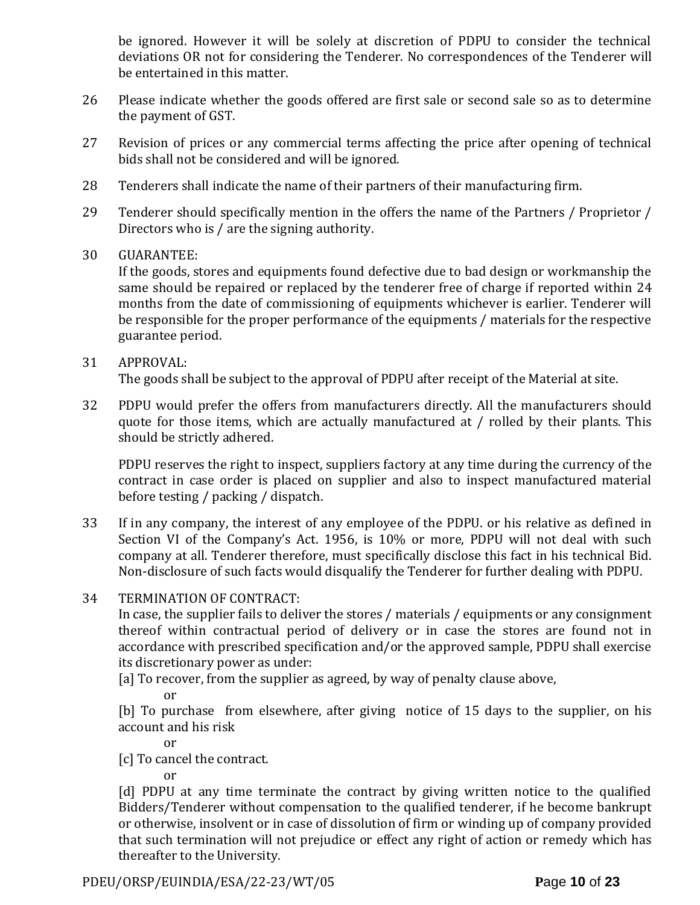be ignored. However it will be solely at discretion of PDPU to consider the technical deviations OR not for considering the Tenderer. No correspondences of the Tenderer will be entertained in this matter.

26 Please indicate whether the goods offered are first sale or second sale so as to determine the payment of GST.

27 Revision of prices or any commercial terms affecting the price after opening of technical bids shall not be considered and will be ignored.

28 Tenderers shall indicate the name of their partners of their manufacturing firm.

29 Tenderer should specifically mention in the offers the name of the Partners / Proprietor / Directors who is / are the signing authority.

30 GUARANTEE:
If the goods, stores and equipments found defective due to bad design or workmanship the same should be repaired or replaced by the tenderer free of charge if reported within 24 months from the date of commissioning of equipments whichever is earlier. Tenderer will be responsible for the proper performance of the equipments / materials for the respective guarantee period.

31 APPROVAL:
The goods shall be subject to the approval of PDPU after receipt of the Material at site.

32 PDPU would prefer the offers from manufacturers directly. All the manufacturers should quote for those items, which are actually manufactured at / rolled by their plants. This should be strictly adhered.

PDPU reserves the right to inspect, suppliers factory at any time during the currency of the contract in case order is placed on supplier and also to inspect manufactured material before testing / packing / dispatch.

33 If in any company, the interest of any employee of the PDPU. or his relative as defined in Section VI of the Company's Act. 1956, is 10% or more, PDPU will not deal with such company at all. Tenderer therefore, must specifically disclose this fact in his technical Bid. Non-disclosure of such facts would disqualify the Tenderer for further dealing with PDPU.

34 TERMINATION OF CONTRACT:
In case, the supplier fails to deliver the stores / materials / equipments or any consignment thereof within contractual period of delivery or in case the stores are found not in accordance with prescribed specification and/or the approved sample, PDPU shall exercise its discretionary power as under:

[a] To recover, from the supplier as agreed, by way of penalty clause above,

or

[b] To purchase from elsewhere, after giving notice of 15 days to the supplier, on his account and his risk

or

[c] To cancel the contract.

or

[d] PDPU at any time terminate the contract by giving written notice to the qualified Bidders/Tenderer without compensation to the qualified tenderer, if he become bankrupt or otherwise, insolvent or in case of dissolution of firm or winding up of company provided that such termination will not prejudice or effect any right of action or remedy which has thereafter to the University.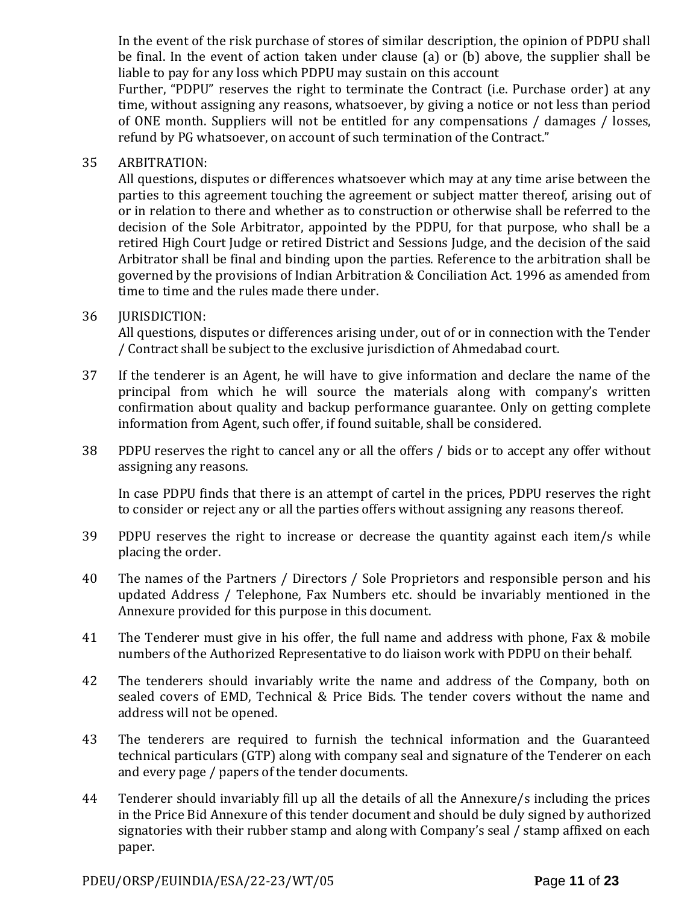In the event of the risk purchase of stores of similar description, the opinion of PDPU shall be final. In the event of action taken under clause (a) or (b) above, the supplier shall be liable to pay for any loss which PDPU may sustain on this account
Further, "PDPU" reserves the right to terminate the Contract (i.e. Purchase order) at any time, without assigning any reasons, whatsoever, by giving a notice or not less than period of ONE month. Suppliers will not be entitled for any compensations / damages / losses, refund by PG whatsoever, on account of such termination of the Contract."

35 ARBITRATION:
All questions, disputes or differences whatsoever which may at any time arise between the parties to this agreement touching the agreement or subject matter thereof, arising out of or in relation to there and whether as to construction or otherwise shall be referred to the decision of the Sole Arbitrator, appointed by the PDPU, for that purpose, who shall be a retired High Court Judge or retired District and Sessions Judge, and the decision of the said Arbitrator shall be final and binding upon the parties. Reference to the arbitration shall be governed by the provisions of Indian Arbitration & Conciliation Act. 1996 as amended from time to time and the rules made there under.

36 JURISDICTION:
All questions, disputes or differences arising under, out of or in connection with the Tender / Contract shall be subject to the exclusive jurisdiction of Ahmedabad court.

37 If the tenderer is an Agent, he will have to give information and declare the name of the principal from which he will source the materials along with company's written confirmation about quality and backup performance guarantee. Only on getting complete information from Agent, such offer, if found suitable, shall be considered.

38 PDPU reserves the right to cancel any or all the offers / bids or to accept any offer without assigning any reasons.

In case PDPU finds that there is an attempt of cartel in the prices, PDPU reserves the right to consider or reject any or all the parties offers without assigning any reasons thereof.

39 PDPU reserves the right to increase or decrease the quantity against each item/s while placing the order.

40 The names of the Partners / Directors / Sole Proprietors and responsible person and his updated Address / Telephone, Fax Numbers etc. should be invariably mentioned in the Annexure provided for this purpose in this document.

41 The Tenderer must give in his offer, the full name and address with phone, Fax & mobile numbers of the Authorized Representative to do liaison work with PDPU on their behalf.

42 The tenderers should invariably write the name and address of the Company, both on sealed covers of EMD, Technical & Price Bids. The tender covers without the name and address will not be opened.

43 The tenderers are required to furnish the technical information and the Guaranteed technical particulars (GTP) along with company seal and signature of the Tenderer on each and every page / papers of the tender documents.

44 Tenderer should invariably fill up all the details of all the Annexure/s including the prices in the Price Bid Annexure of this tender document and should be duly signed by authorized signatories with their rubber stamp and along with Company's seal / stamp affixed on each paper.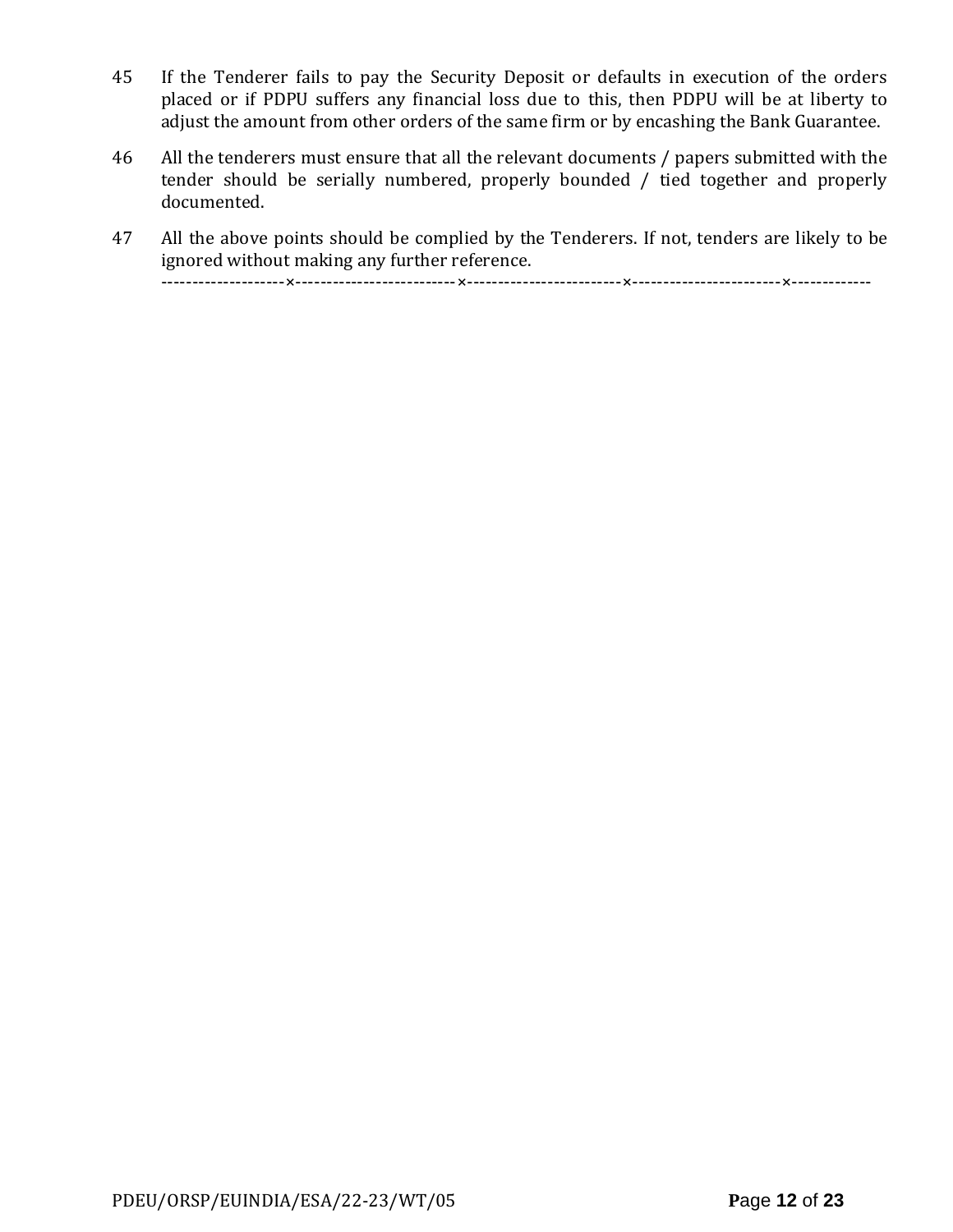45 If the Tenderer fails to pay the Security Deposit or defaults in execution of the orders placed or if PDPU suffers any financial loss due to this, then PDPU will be at liberty to adjust the amount from other orders of the same firm or by encashing the Bank Guarantee.

46 All the tenderers must ensure that all the relevant documents / papers submitted with the tender should be serially numbered, properly bounded / tied together and properly documented.

47 All the above points should be complied by the Tenderers. If not, tenders are likely to be ignored without making any further reference.

--------------------×--------------------------×-------------------------×------------------------×-------------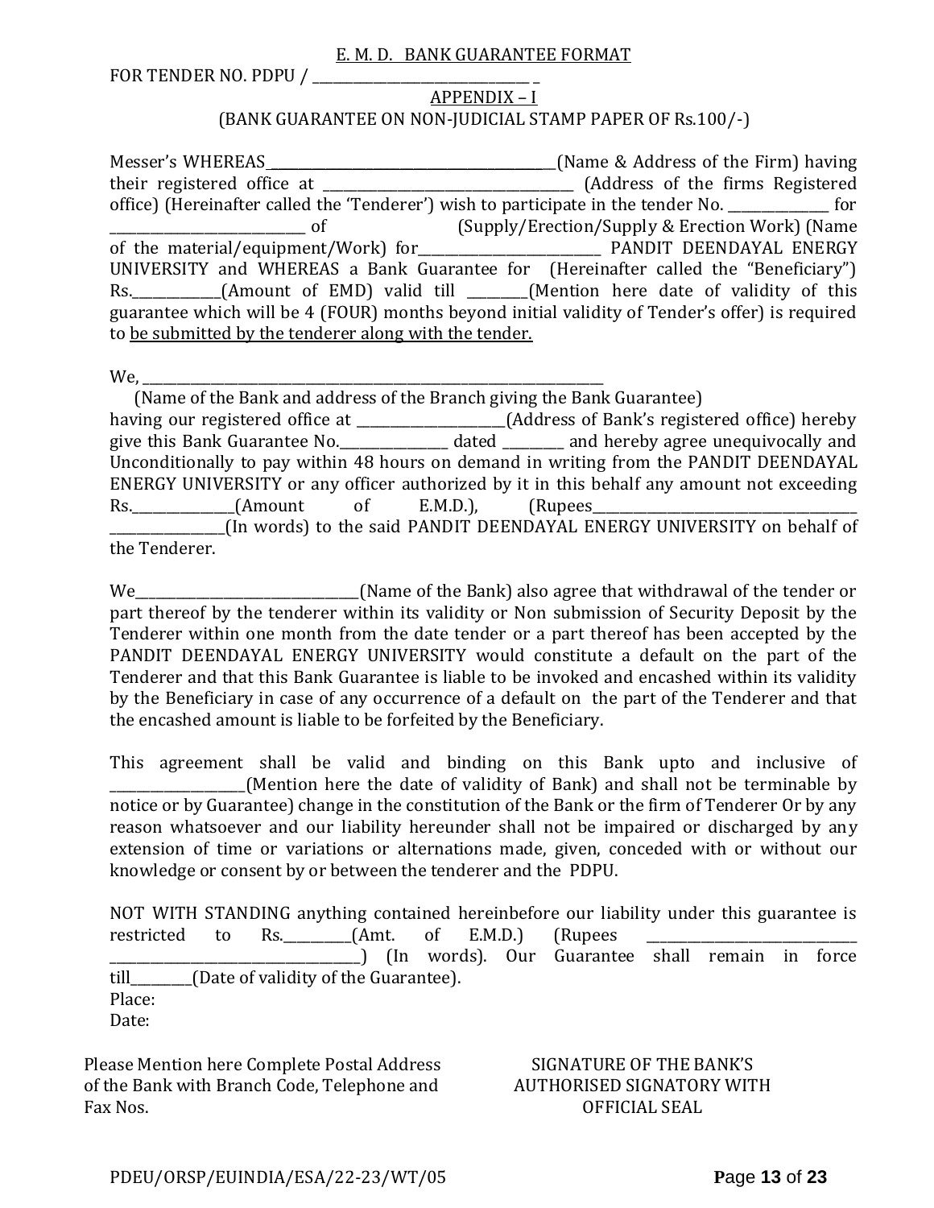## E. M. D. BANK GUARANTEE FORMAT

FOR TENDER NO. PDPU / _______________________________ _

APPENDIX – I

(BANK GUARANTEE ON NON-JUDICIAL STAMP PAPER OF Rs.100/-)

Messer's WHEREAS_________________________________________(Name & Address of the Firm) having their registered office at ___________________________________ (Address of the firms Registered office) (Hereinafter called the 'Tenderer') wish to participate in the tender No. ______________ for ____________________________ of (Supply/Erection/Supply & Erection Work) (Name of the material/equipment/Work) for__________________________ PANDIT DEENDAYAL ENERGY UNIVERSITY and WHEREAS a Bank Guarantee for (Hereinafter called the "Beneficiary") Rs.____________(Amount of EMD) valid till ________(Mention here date of validity of this guarantee which will be 4 (FOUR) months beyond initial validity of Tender's offer) is required to be submitted by the tenderer along with the tender.

We, _____________________________________________________________________

(Name of the Bank and address of the Branch giving the Bank Guarantee)

having our registered office at _____________________(Address of Bank's registered office) hereby give this Bank Guarantee No.________________ dated _________ and hereby agree unequivocally and Unconditionally to pay within 48 hours on demand in writing from the PANDIT DEENDAYAL ENERGY UNIVERSITY or any officer authorized by it in this behalf any amount not exceeding Rs.______________(Amount of E.M.D.), (Rupees________________________________________ ________________(In words) to the said PANDIT DEENDAYAL ENERGY UNIVERSITY on behalf of the Tenderer.

We_________________________________(Name of the Bank) also agree that withdrawal of the tender or part thereof by the tenderer within its validity or Non submission of Security Deposit by the Tenderer within one month from the date tender or a part thereof has been accepted by the PANDIT DEENDAYAL ENERGY UNIVERSITY would constitute a default on the part of the Tenderer and that this Bank Guarantee is liable to be invoked and encashed within its validity by the Beneficiary in case of any occurrence of a default on the part of the Tenderer and that the encashed amount is liable to be forfeited by the Beneficiary.

This agreement shall be valid and binding on this Bank upto and inclusive of ___________________(Mention here the date of validity of Bank) and shall not be terminable by notice or by Guarantee) change in the constitution of the Bank or the firm of Tenderer Or by any reason whatsoever and our liability hereunder shall not be impaired or discharged by any extension of time or variations or alternations made, given, conceded with or without our knowledge or consent by or between the tenderer and the PDPU.

NOT WITH STANDING anything contained hereinbefore our liability under this guarantee is restricted to Rs.__________(Amt. of E.M.D.) (Rupees _______________________________ _____________________________________) (In words). Our Guarantee shall remain in force till_________(Date of validity of the Guarantee).

Place:

Date:

Please Mention here Complete Postal Address of the Bank with Branch Code, Telephone and Fax Nos.

SIGNATURE OF THE BANK'S AUTHORISED SIGNATORY WITH OFFICIAL SEAL

PDEU/ORSP/EUINDIA/ESA/22-23/WT/05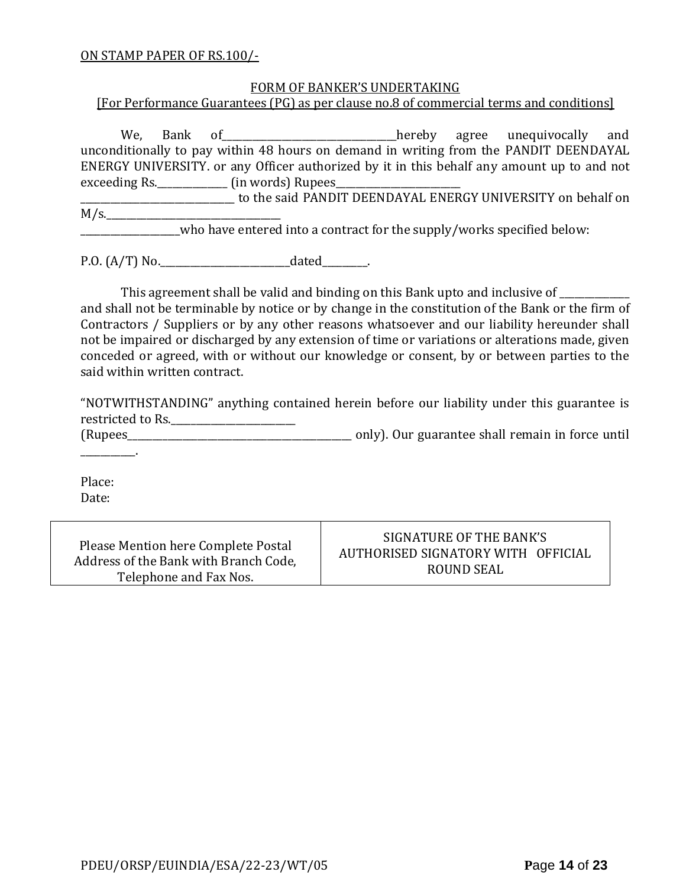ON STAMP PAPER OF RS.100/-

FORM OF BANKER'S UNDERTAKING
[For Performance Guarantees (PG) as per clause no.8 of commercial terms and conditions]

We, Bank of_________________________________hereby agree unequivocally and unconditionally to pay within 48 hours on demand in writing from the PANDIT DEENDAYAL ENERGY UNIVERSITY. or any Officer authorized by it in this behalf any amount up to and not exceeding Rs.______________ (in words) Rupees________________________ ______________________________ to the said PANDIT DEENDAYAL ENERGY UNIVERSITY on behalf on M/s.__________________________________ ___________________who have entered into a contract for the supply/works specified below:

P.O. (A/T) No.__________________________dated_________.

This agreement shall be valid and binding on this Bank upto and inclusive of ______________ and shall not be terminable by notice or by change in the constitution of the Bank or the firm of Contractors / Suppliers or by any other reasons whatsoever and our liability hereunder shall not be impaired or discharged by any extension of time or variations or alterations made, given conceded or agreed, with or without our knowledge or consent, by or between parties to the said within written contract.

"NOTWITHSTANDING" anything contained herein before our liability under this guarantee is restricted to Rs.________________________ (Rupees_______________________________________________ only). Our guarantee shall remain in force until ___________.

Place:
Date:

| Please Mention here Complete Postal Address of the Bank with Branch Code, Telephone and Fax Nos. | SIGNATURE OF THE BANK'S AUTHORISED SIGNATORY WITH OFFICIAL ROUND SEAL |
|---|---|

PDEU/ORSP/EUINDIA/ESA/22-23/WT/05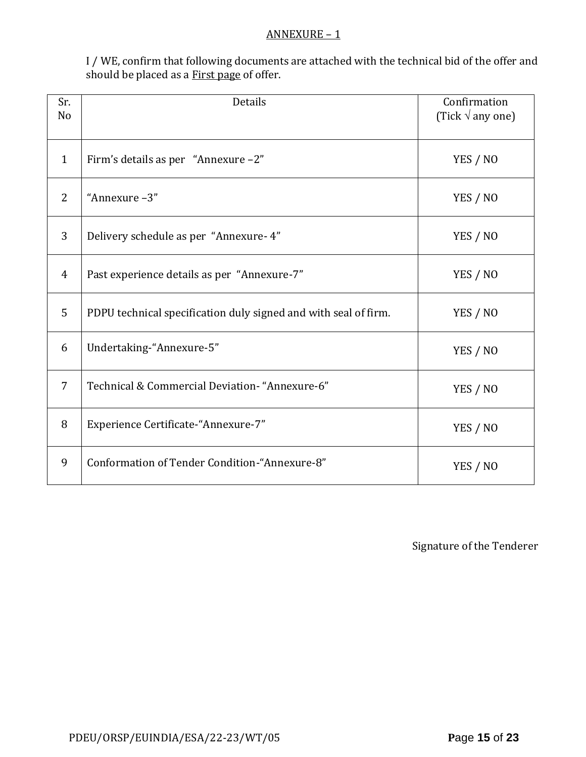## ANNEXURE – 1

I / WE, confirm that following documents are attached with the technical bid of the offer and should be placed as a First page of offer.

| Sr. No | Details | Confirmation (Tick √ any one) |
|---|---|---|
| 1 | Firm's details as per "Annexure –2" | YES / NO |
| 2 | "Annexure –3" | YES / NO |
| 3 | Delivery schedule as per "Annexure- 4" | YES / NO |
| 4 | Past experience details as per "Annexure-7" | YES / NO |
| 5 | PDPU technical specification duly signed and with seal of firm. | YES / NO |
| 6 | Undertaking-"Annexure-5" | YES / NO |
| 7 | Technical & Commercial Deviation- "Annexure-6" | YES / NO |
| 8 | Experience Certificate-"Annexure-7" | YES / NO |
| 9 | Conformation of Tender Condition-"Annexure-8" | YES / NO |

Signature of the Tenderer

PDEU/ORSP/EUINDIA/ESA/22-23/WT/05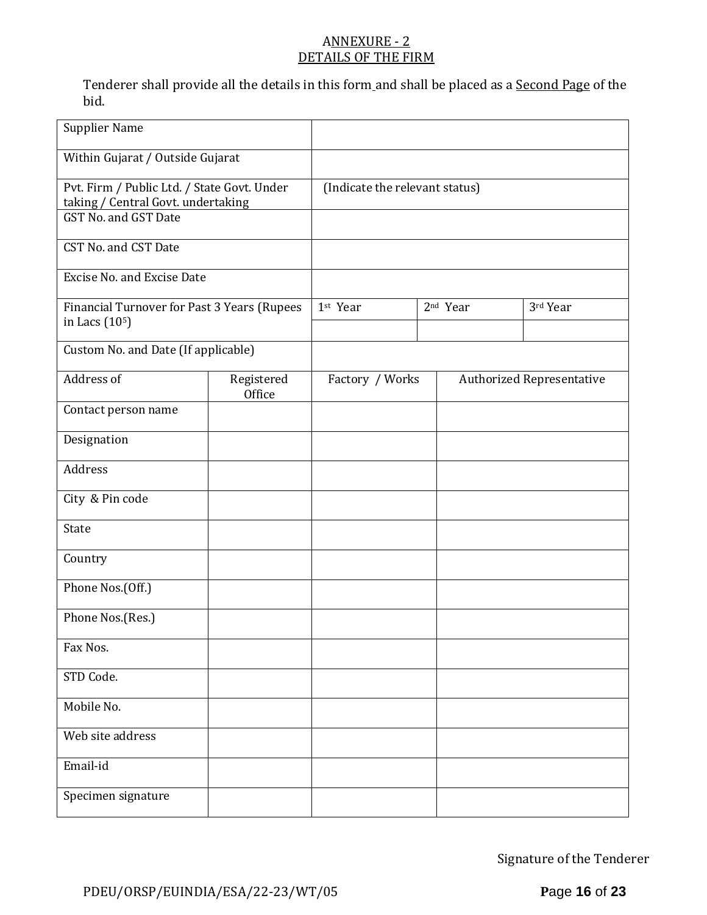## ANNEXURE - 2
## DETAILS OF THE FIRM

Tenderer shall provide all the details in this form and shall be placed as a Second Page of the bid.

| | | | |
|---|---|---|---|
| Supplier Name | | | |
| Within Gujarat / Outside Gujarat | | | |
| Pvt. Firm / Public Ltd. / State Govt. Under taking / Central Govt. undertaking | (Indicate the relevant status) | | |
| GST No. and GST Date | | | |
| CST No. and CST Date | | | |
| Excise No. and Excise Date | | | |
| Financial Turnover for Past 3 Years (Rupees in Lacs ($10^5$) | 1st Year | 2nd Year | 3rd Year |
| | | | |
| Custom No. and Date (If applicable) | | | |

| Address of | Registered Office | Factory / Works | Authorized Representative |
|---|---|---|---|
| Contact person name | | | |
| Designation | | | |
| Address | | | |
| City & Pin code | | | |
| State | | | |
| Country | | | |
| Phone Nos.(Off.) | | | |
| Phone Nos.(Res.) | | | |
| Fax Nos. | | | |
| STD Code. | | | |
| Mobile No. | | | |
| Web site address | | | |
| Email-id | | | |
| Specimen signature | | | |

Signature of the Tenderer

PDEU/ORSP/EUINDIA/ESA/22-23/WT/05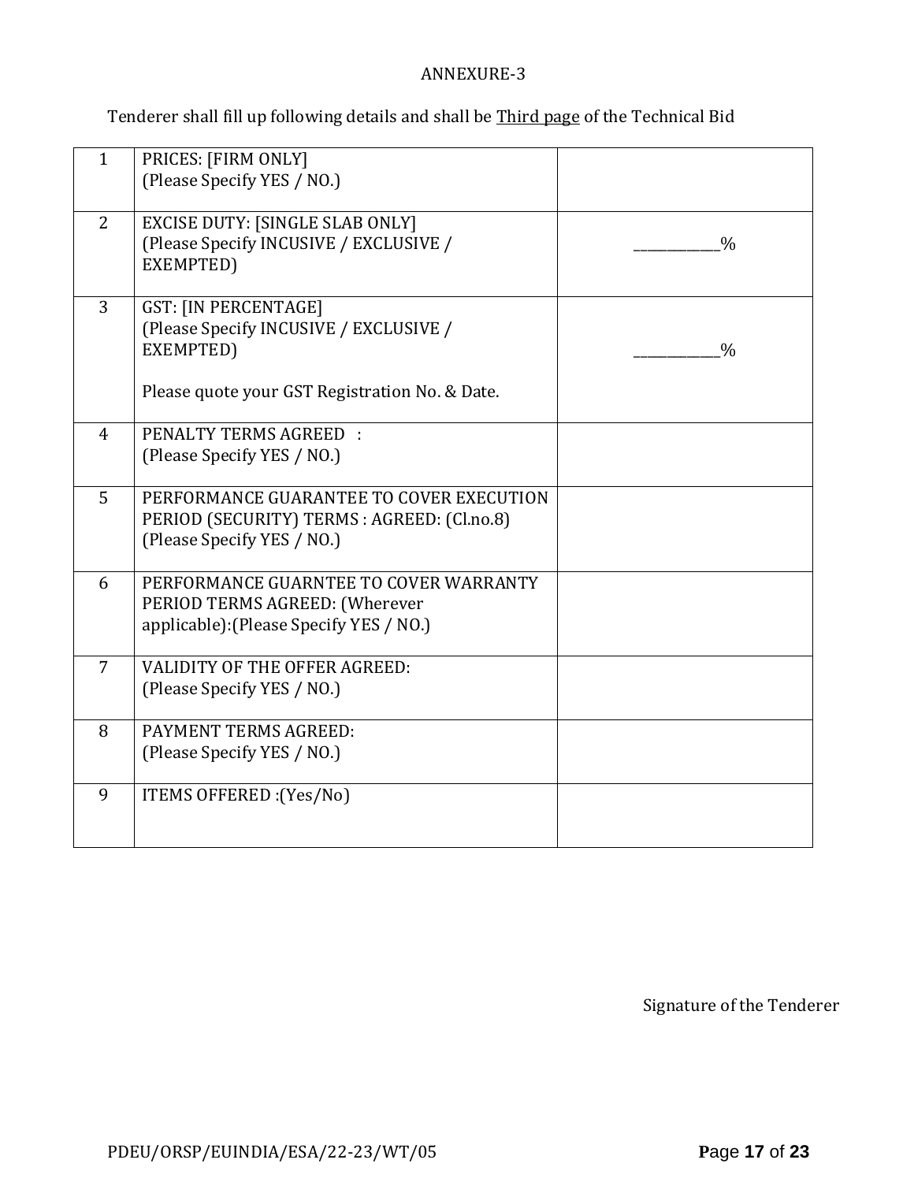ANNEXURE-3

Tenderer shall fill up following details and shall be <u>Third page</u> of the Technical Bid

| | | |
|---|---|---|
| 1 | PRICES: [FIRM ONLY]<br>(Please Specify YES / NO.) | |
| 2 | EXCISE DUTY: [SINGLE SLAB ONLY]<br>(Please Specify INCUSIVE / EXCLUSIVE / EXEMPTED) | ___________% |
| 3 | GST: [IN PERCENTAGE]<br>(Please Specify INCUSIVE / EXCLUSIVE / EXEMPTED)<br><br>Please quote your GST Registration No. & Date. | ___________% |
| 4 | PENALTY TERMS AGREED :<br>(Please Specify YES / NO.) | |
| 5 | PERFORMANCE GUARANTEE TO COVER EXECUTION PERIOD (SECURITY) TERMS : AGREED: (Cl.no.8)<br>(Please Specify YES / NO.) | |
| 6 | PERFORMANCE GUARNTEE TO COVER WARRANTY PERIOD TERMS AGREED: (Wherever applicable):(Please Specify YES / NO.) | |
| 7 | VALIDITY OF THE OFFER AGREED:<br>(Please Specify YES / NO.) | |
| 8 | PAYMENT TERMS AGREED:<br>(Please Specify YES / NO.) | |
| 9 | ITEMS OFFERED :(Yes/No) | |

Signature of the Tenderer

PDEU/ORSP/EUINDIA/ESA/22-23/WT/05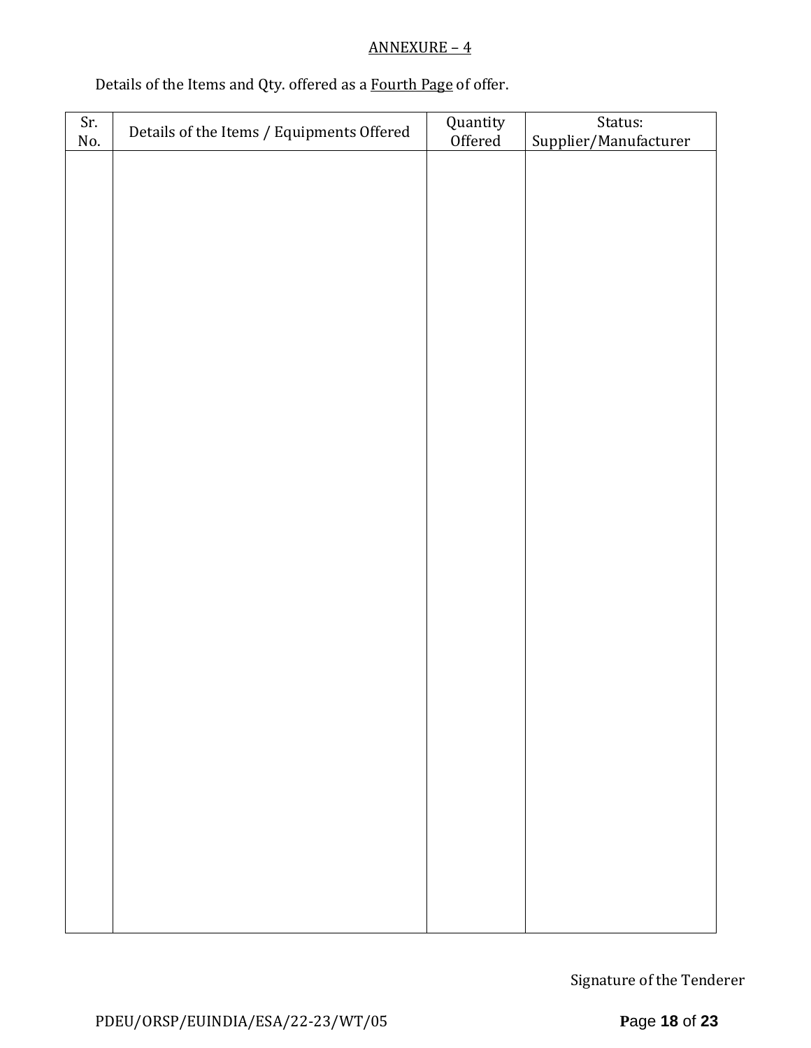ANNEXURE – 4

Details of the Items and Qty. offered as a Fourth Page of offer.

| Sr. No. | Details of the Items / Equipments Offered | Quantity Offered | Status: Supplier/Manufacturer |
|---|---|---|---|
| | | | |

Signature of the Tenderer

PDEU/ORSP/EUINDIA/ESA/22-23/WT/05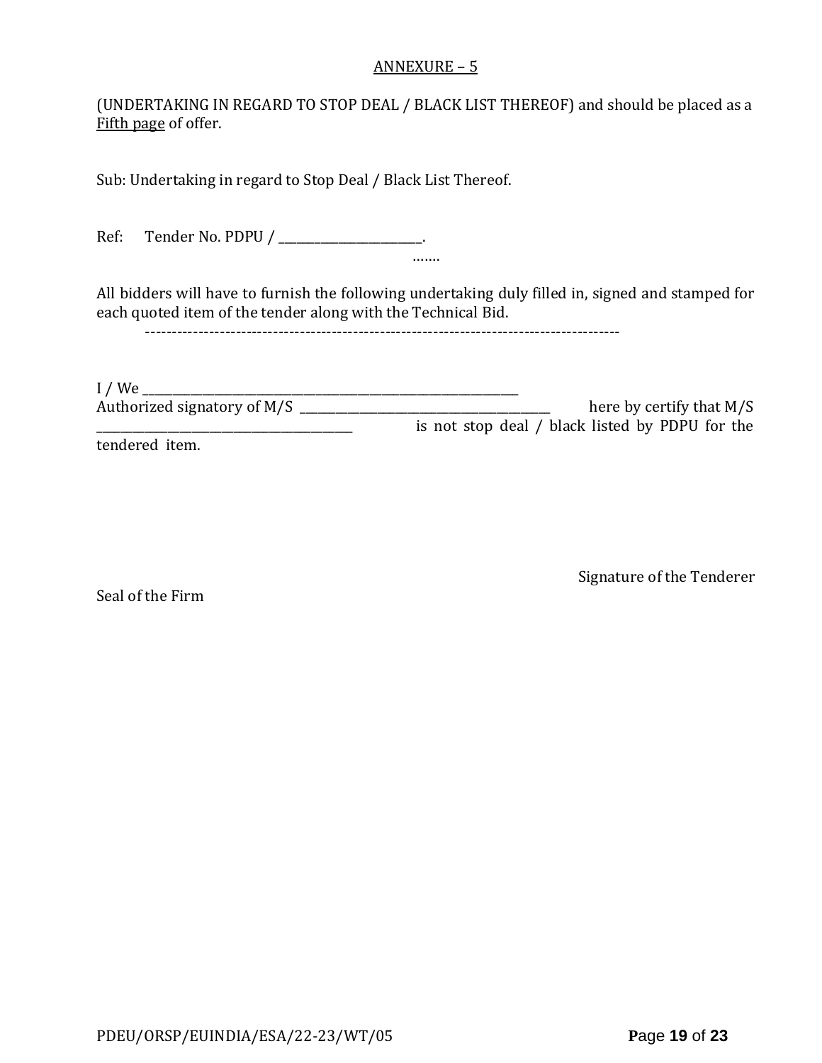## ANNEXURE – 5

(UNDERTAKING IN REGARD TO STOP DEAL / BLACK LIST THEREOF) and should be placed as a Fifth page of offer.

Sub: Undertaking in regard to Stop Deal / Black List Thereof.

Ref: Tender No. PDPU / ________________________.

…….

All bidders will have to furnish the following undertaking duly filled in, signed and stamped for each quoted item of the tender along with the Technical Bid.

-------------------------------------------------------------------------------------------

I / We ______________________________________________________________
Authorized signatory of M/S __________________________________________ here by certify that M/S __________________________________________ is not stop deal / black listed by PDPU for the tendered item.

Signature of the Tenderer

Seal of the Firm

PDEU/ORSP/EUINDIA/ESA/22-23/WT/05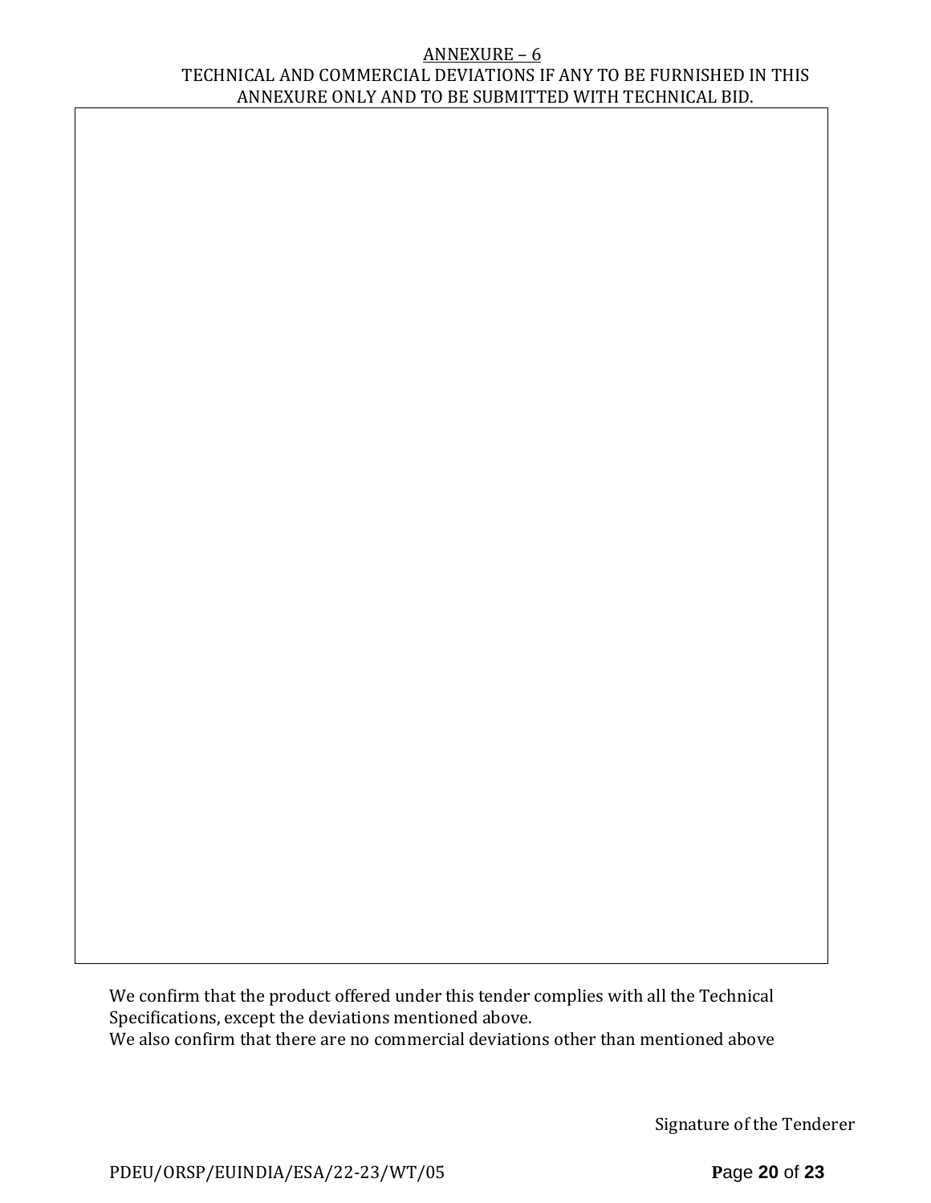## ANNEXURE – 6

TECHNICAL AND COMMERCIAL DEVIATIONS IF ANY TO BE FURNISHED IN THIS ANNEXURE ONLY AND TO BE SUBMITTED WITH TECHNICAL BID.

|  |
|---|
|  |

We confirm that the product offered under this tender complies with all the Technical Specifications, except the deviations mentioned above.
We also confirm that there are no commercial deviations other than mentioned above

Signature of the Tenderer

PDEU/ORSP/EUINDIA/ESA/22-23/WT/05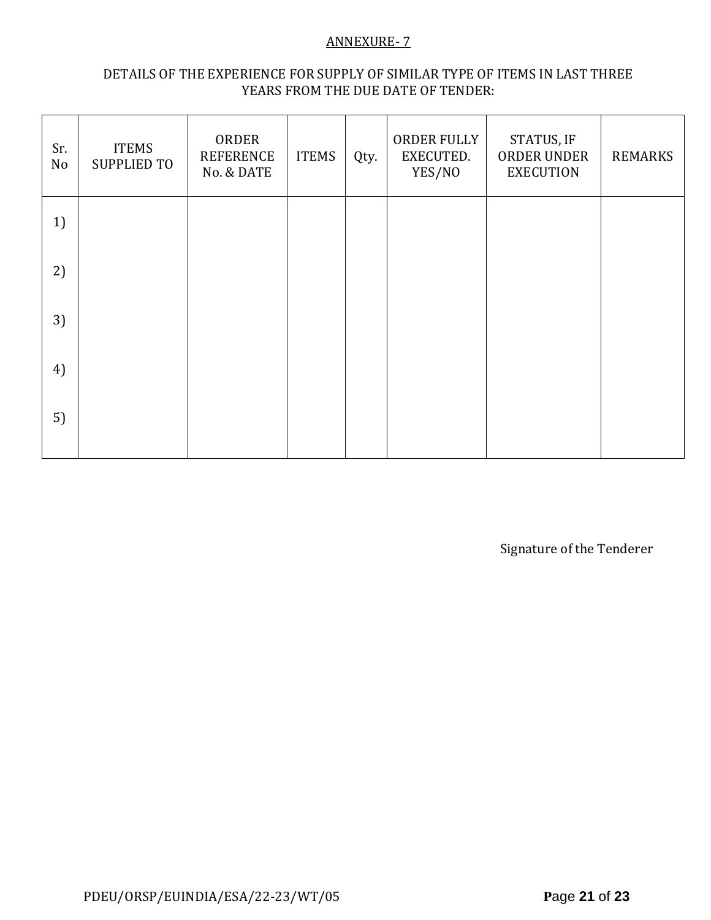ANNEXURE- 7

DETAILS OF THE EXPERIENCE FOR SUPPLY OF SIMILAR TYPE OF ITEMS IN LAST THREE YEARS FROM THE DUE DATE OF TENDER:

| Sr. No | ITEMS SUPPLIED TO | ORDER REFERENCE No. & DATE | ITEMS | Qty. | ORDER FULLY EXECUTED. YES/NO | STATUS, IF ORDER UNDER EXECUTION | REMARKS |
|---|---|---|---|---|---|---|---|
| 1) | | | | | | | |
| 2) | | | | | | | |
| 3) | | | | | | | |
| 4) | | | | | | | |
| 5) | | | | | | | |

Signature of the Tenderer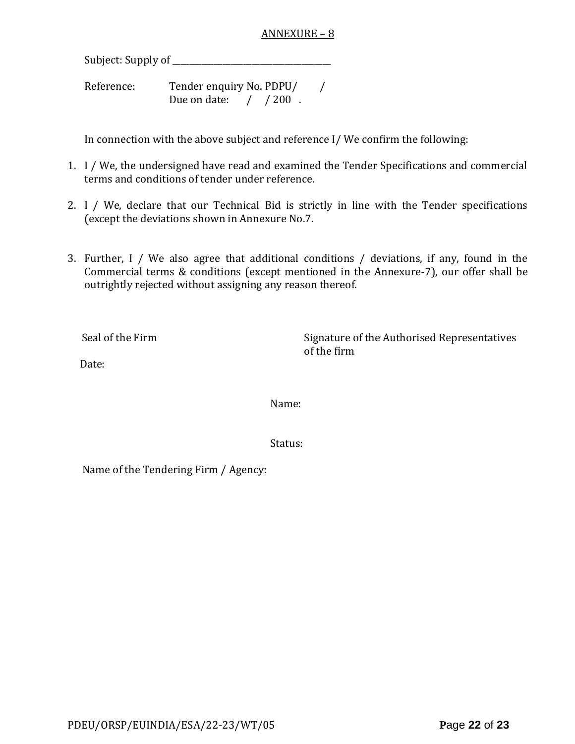## ANNEXURE – 8

Subject: Supply of ______________________________________

Reference: Tender enquiry No. PDPU/ /
Due on date: / / 200 .

In connection with the above subject and reference I/ We confirm the following:

1. I / We, the undersigned have read and examined the Tender Specifications and commercial terms and conditions of tender under reference.
2. I / We, declare that our Technical Bid is strictly in line with the Tender specifications (except the deviations shown in Annexure No.7.
3. Further, I / We also agree that additional conditions / deviations, if any, found in the Commercial terms & conditions (except mentioned in the Annexure-7), our offer shall be outrightly rejected without assigning any reason thereof.

Seal of the Firm

Date:

Signature of the Authorised Representatives of the firm

Name:

Status:

Name of the Tendering Firm / Agency: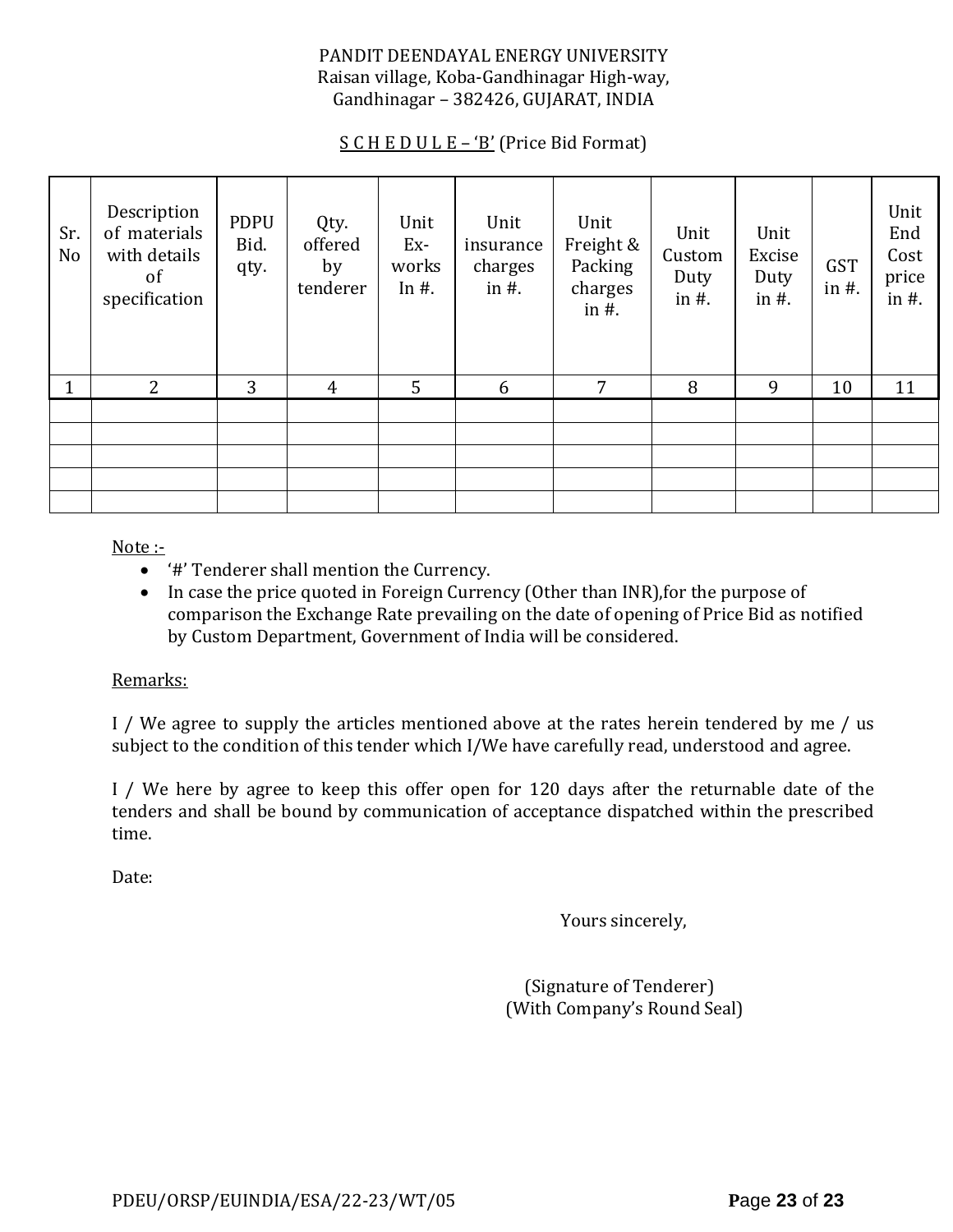PANDIT DEENDAYAL ENERGY UNIVERSITY
Raisan village, Koba-Gandhinagar High-way,
Gandhinagar – 382426, GUJARAT, INDIA

S C H E D U L E – 'B' (Price Bid Format)

| Sr. No | Description of materials with details of specification | PDPU Bid. qty. | Qty. offered by tenderer | Unit Ex-works In #. | Unit insurance charges in #. | Unit Freight & Packing charges in #. | Unit Custom Duty in #. | Unit Excise Duty in #. | GST in #. | Unit End Cost price in #. |
|---|---|---|---|---|---|---|---|---|---|---|
| 1 | 2 | 3 | 4 | 5 | 6 | 7 | 8 | 9 | 10 | 11 |
| | | | | | | | | | | |
| | | | | | | | | | | |
| | | | | | | | | | | |
| | | | | | | | | | | |
| | | | | | | | | | | |

Note :-

- '#' Tenderer shall mention the Currency.
- In case the price quoted in Foreign Currency (Other than INR),for the purpose of comparison the Exchange Rate prevailing on the date of opening of Price Bid as notified by Custom Department, Government of India will be considered.

Remarks:

I / We agree to supply the articles mentioned above at the rates herein tendered by me / us subject to the condition of this tender which I/We have carefully read, understood and agree.

I / We here by agree to keep this offer open for 120 days after the returnable date of the tenders and shall be bound by communication of acceptance dispatched within the prescribed time.

Date:

Yours sincerely,

(Signature of Tenderer)
(With Company's Round Seal)

PDEU/ORSP/EUINDIA/ESA/22-23/WT/05